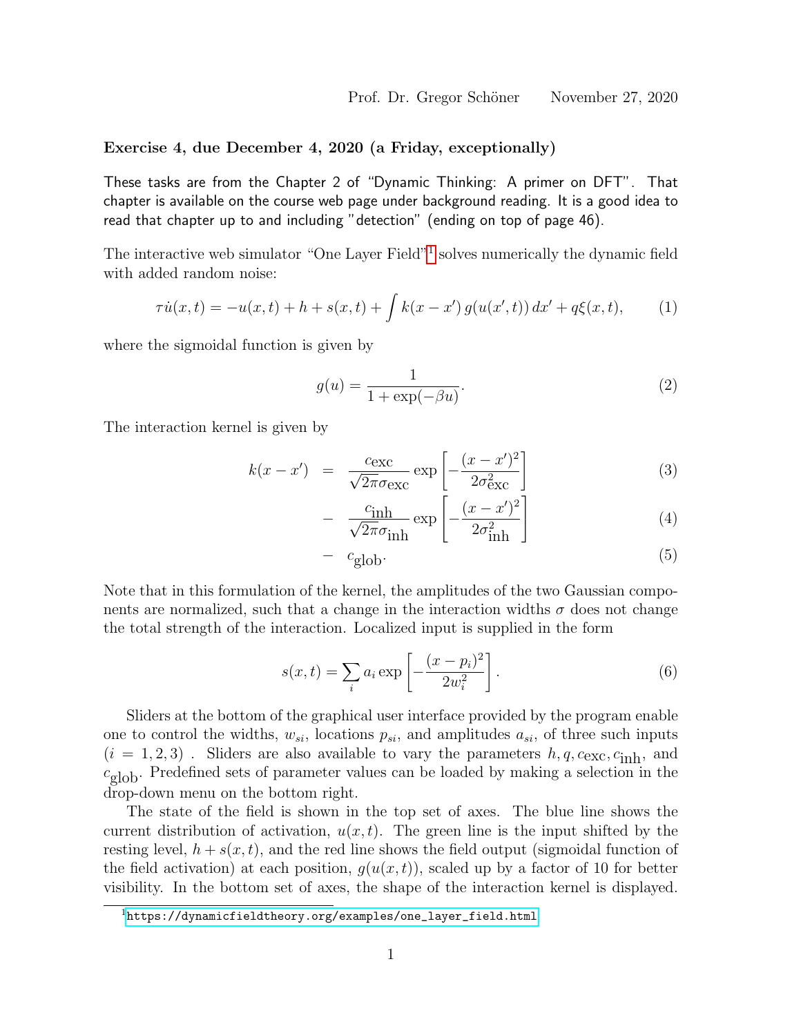Prof. Dr. Gregor Schöner    November 27, 2020

**Exercise 4, due December 4, 2020 (a Friday, exceptionally)**

These tasks are from the Chapter 2 of "Dynamic Thinking: A primer on DFT". That chapter is available on the course web page under background reading. It is a good idea to read that chapter up to and including "detection" (ending on top of page 46).

The interactive web simulator "One Layer Field"[1] solves numerically the dynamic field with added random noise:

$$\tau \dot{u}(x,t) = -u(x,t) + h + s(x,t) + \int k(x-x')\, g(u(x',t))\, dx' + q\xi(x,t), \tag{1}$$

where the sigmoidal function is given by

$$g(u) = \frac{1}{1+\exp(-\beta u)}. \tag{2}$$

The interaction kernel is given by

$$\begin{aligned}
k(x-x') &= \frac{c_{\text{exc}}}{\sqrt{2\pi}\sigma_{\text{exc}}} \exp\left[-\frac{(x-x')^2}{2\sigma_{\text{exc}}^2}\right] && (3)\\
&- \frac{c_{\text{inh}}}{\sqrt{2\pi}\sigma_{\text{inh}}} \exp\left[-\frac{(x-x')^2}{2\sigma_{\text{inh}}^2}\right] && (4)\\
&- c_{\text{glob}}. && (5)
\end{aligned}$$

Note that in this formulation of the kernel, the amplitudes of the two Gaussian components are normalized, such that a change in the interaction widths $\sigma$ does not change the total strength of the interaction. Localized input is supplied in the form

$$s(x,t) = \sum_i a_i \exp\left[-\frac{(x-p_i)^2}{2w_i^2}\right]. \tag{6}$$

Sliders at the bottom of the graphical user interface provided by the program enable one to control the widths, $w_{si}$, locations $p_{si}$, and amplitudes $a_{si}$, of three such inputs $(i = 1, 2, 3)$ . Sliders are also available to vary the parameters $h, q, c_{\text{exc}}, c_{\text{inh}}$, and $c_{\text{glob}}$. Predefined sets of parameter values can be loaded by making a selection in the drop-down menu on the bottom right.

The state of the field is shown in the top set of axes. The blue line shows the current distribution of activation, $u(x,t)$. The green line is the input shifted by the resting level, $h + s(x,t)$, and the red line shows the field output (sigmoidal function of the field activation) at each position, $g(u(x,t))$, scaled up by a factor of 10 for better visibility. In the bottom set of axes, the shape of the interaction kernel is displayed.

[1] https://dynamicfieldtheory.org/examples/one_layer_field.html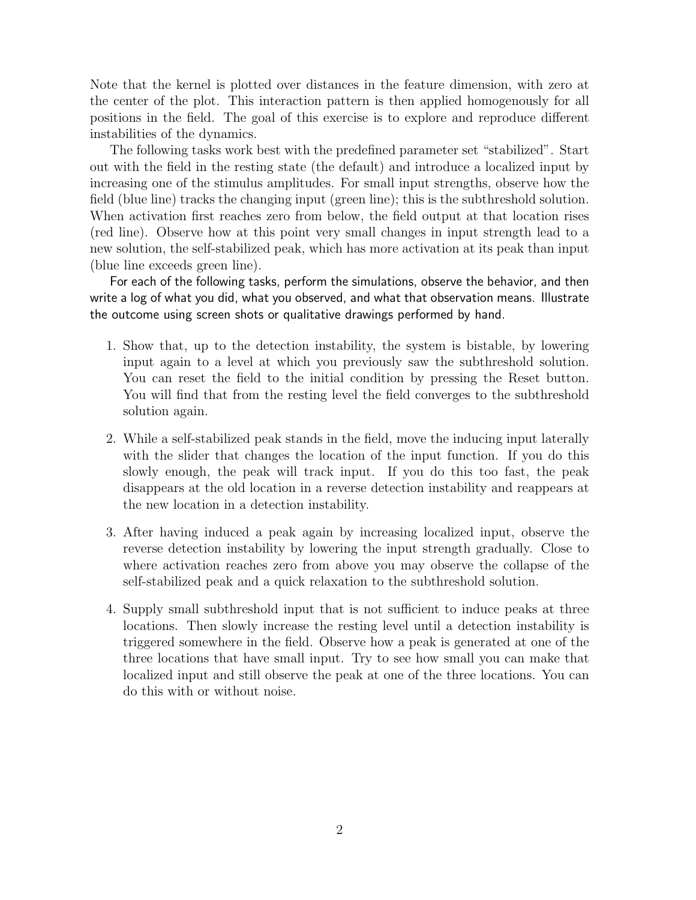Note that the kernel is plotted over distances in the feature dimension, with zero at the center of the plot. This interaction pattern is then applied homogenously for all positions in the field. The goal of this exercise is to explore and reproduce different instabilities of the dynamics.

The following tasks work best with the predefined parameter set "stabilized". Start out with the field in the resting state (the default) and introduce a localized input by increasing one of the stimulus amplitudes. For small input strengths, observe how the field (blue line) tracks the changing input (green line); this is the subthreshold solution. When activation first reaches zero from below, the field output at that location rises (red line). Observe how at this point very small changes in input strength lead to a new solution, the self-stabilized peak, which has more activation at its peak than input (blue line exceeds green line).

For each of the following tasks, perform the simulations, observe the behavior, and then write a log of what you did, what you observed, and what that observation means. Illustrate the outcome using screen shots or qualitative drawings performed by hand.

1. Show that, up to the detection instability, the system is bistable, by lowering input again to a level at which you previously saw the subthreshold solution. You can reset the field to the initial condition by pressing the Reset button. You will find that from the resting level the field converges to the subthreshold solution again.

2. While a self-stabilized peak stands in the field, move the inducing input laterally with the slider that changes the location of the input function. If you do this slowly enough, the peak will track input. If you do this too fast, the peak disappears at the old location in a reverse detection instability and reappears at the new location in a detection instability.

3. After having induced a peak again by increasing localized input, observe the reverse detection instability by lowering the input strength gradually. Close to where activation reaches zero from above you may observe the collapse of the self-stabilized peak and a quick relaxation to the subthreshold solution.

4. Supply small subthreshold input that is not sufficient to induce peaks at three locations. Then slowly increase the resting level until a detection instability is triggered somewhere in the field. Observe how a peak is generated at one of the three locations that have small input. Try to see how small you can make that localized input and still observe the peak at one of the three locations. You can do this with or without noise.